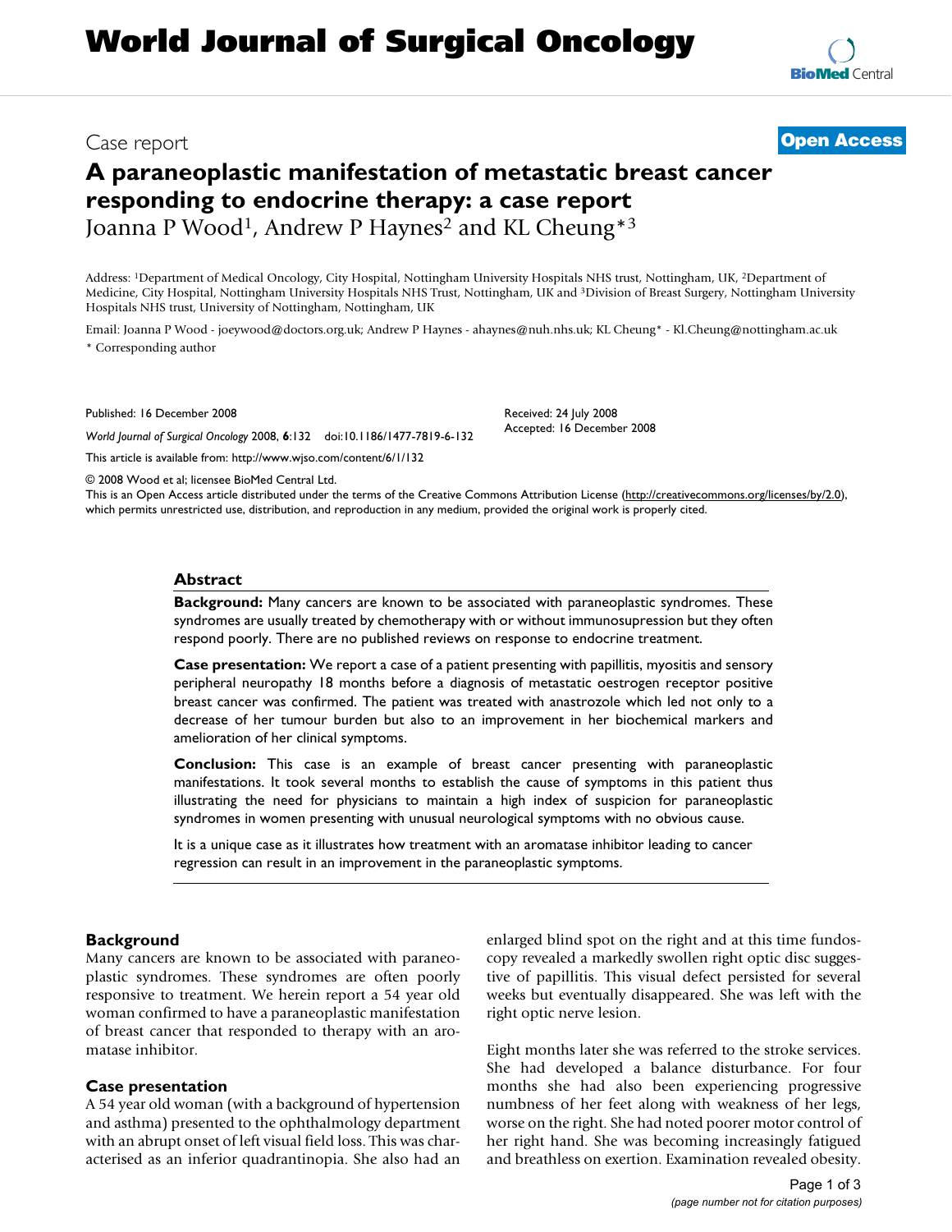# A paraneoplastic manifestation of metastatic breast cancer responding to endocrine therapy: a case report

Case report

**Open Access**

Joanna P Wood[1], Andrew P Haynes[2] and KL Cheung*[3]

Address: [1]Department of Medical Oncology, City Hospital, Nottingham University Hospitals NHS trust, Nottingham, UK, [2]Department of Medicine, City Hospital, Nottingham University Hospitals NHS Trust, Nottingham, UK and [3]Division of Breast Surgery, Nottingham University Hospitals NHS trust, University of Nottingham, Nottingham, UK

Email: Joanna P Wood - joeywood@doctors.org.uk; Andrew P Haynes - ahaynes@nuh.nhs.uk; KL Cheung* - Kl.Cheung@nottingham.ac.uk

* Corresponding author

Published: 16 December 2008

*World Journal of Surgical Oncology* 2008, **6**:132 doi:10.1186/1477-7819-6-132

Received: 24 July 2008
Accepted: 16 December 2008

This article is available from: http://www.wjso.com/content/6/1/132

© 2008 Wood et al; licensee BioMed Central Ltd.

This is an Open Access article distributed under the terms of the Creative Commons Attribution License (http://creativecommons.org/licenses/by/2.0), which permits unrestricted use, distribution, and reproduction in any medium, provided the original work is properly cited.

## Abstract

**Background:** Many cancers are known to be associated with paraneoplastic syndromes. These syndromes are usually treated by chemotherapy with or without immunosupression but they often respond poorly. There are no published reviews on response to endocrine treatment.

**Case presentation:** We report a case of a patient presenting with papillitis, myositis and sensory peripheral neuropathy 18 months before a diagnosis of metastatic oestrogen receptor positive breast cancer was confirmed. The patient was treated with anastrozole which led not only to a decrease of her tumour burden but also to an improvement in her biochemical markers and amelioration of her clinical symptoms.

**Conclusion:** This case is an example of breast cancer presenting with paraneoplastic manifestations. It took several months to establish the cause of symptoms in this patient thus illustrating the need for physicians to maintain a high index of suspicion for paraneoplastic syndromes in women presenting with unusual neurological symptoms with no obvious cause.

It is a unique case as it illustrates how treatment with an aromatase inhibitor leading to cancer regression can result in an improvement in the paraneoplastic symptoms.

## Background

Many cancers are known to be associated with paraneoplastic syndromes. These syndromes are often poorly responsive to treatment. We herein report a 54 year old woman confirmed to have a paraneoplastic manifestation of breast cancer that responded to therapy with an aromatase inhibitor.

## Case presentation

A 54 year old woman (with a background of hypertension and asthma) presented to the ophthalmology department with an abrupt onset of left visual field loss. This was characterised as an inferior quadrantinopia. She also had an enlarged blind spot on the right and at this time fundoscopy revealed a markedly swollen right optic disc suggestive of papillitis. This visual defect persisted for several weeks but eventually disappeared. She was left with the right optic nerve lesion.

Eight months later she was referred to the stroke services. She had developed a balance disturbance. For four months she had also been experiencing progressive numbness of her feet along with weakness of her legs, worse on the right. She had noted poorer motor control of her right hand. She was becoming increasingly fatigued and breathless on exertion. Examination revealed obesity.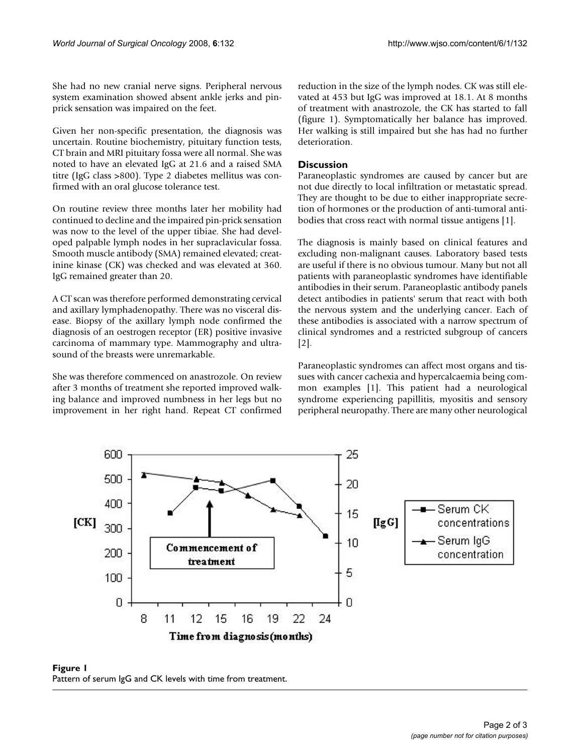She had no new cranial nerve signs. Peripheral nervous system examination showed absent ankle jerks and pin-prick sensation was impaired on the feet.

Given her non-specific presentation, the diagnosis was uncertain. Routine biochemistry, pituitary function tests, CT brain and MRI pituitary fossa were all normal. She was noted to have an elevated IgG at 21.6 and a raised SMA titre (IgG class >800). Type 2 diabetes mellitus was confirmed with an oral glucose tolerance test.

On routine review three months later her mobility had continued to decline and the impaired pin-prick sensation was now to the level of the upper tibiae. She had developed palpable lymph nodes in her supraclavicular fossa. Smooth muscle antibody (SMA) remained elevated; creatinine kinase (CK) was checked and was elevated at 360. IgG remained greater than 20.

A CT scan was therefore performed demonstrating cervical and axillary lymphadenopathy. There was no visceral disease. Biopsy of the axillary lymph node confirmed the diagnosis of an oestrogen receptor (ER) positive invasive carcinoma of mammary type. Mammography and ultrasound of the breasts were unremarkable.

She was therefore commenced on anastrozole. On review after 3 months of treatment she reported improved walking balance and improved numbness in her legs but no improvement in her right hand. Repeat CT confirmed reduction in the size of the lymph nodes. CK was still elevated at 453 but IgG was improved at 18.1. At 8 months of treatment with anastrozole, the CK has started to fall (figure 1). Symptomatically her balance has improved. Her walking is still impaired but she has had no further deterioration.

## Discussion

Paraneoplastic syndromes are caused by cancer but are not due directly to local infiltration or metastatic spread. They are thought to be due to either inappropriate secretion of hormones or the production of anti-tumoral antibodies that cross react with normal tissue antigens [1].

The diagnosis is mainly based on clinical features and excluding non-malignant causes. Laboratory based tests are useful if there is no obvious tumour. Many but not all patients with paraneoplastic syndromes have identifiable antibodies in their serum. Paraneoplastic antibody panels detect antibodies in patients' serum that react with both the nervous system and the underlying cancer. Each of these antibodies is associated with a narrow spectrum of clinical syndromes and a restricted subgroup of cancers [2].

Paraneoplastic syndromes can affect most organs and tissues with cancer cachexia and hypercalcaemia being common examples [1]. This patient had a neurological syndrome experiencing papillitis, myositis and sensory peripheral neuropathy. There are many other neurological

**Figure 1**
Pattern of serum IgG and CK levels with time from treatment.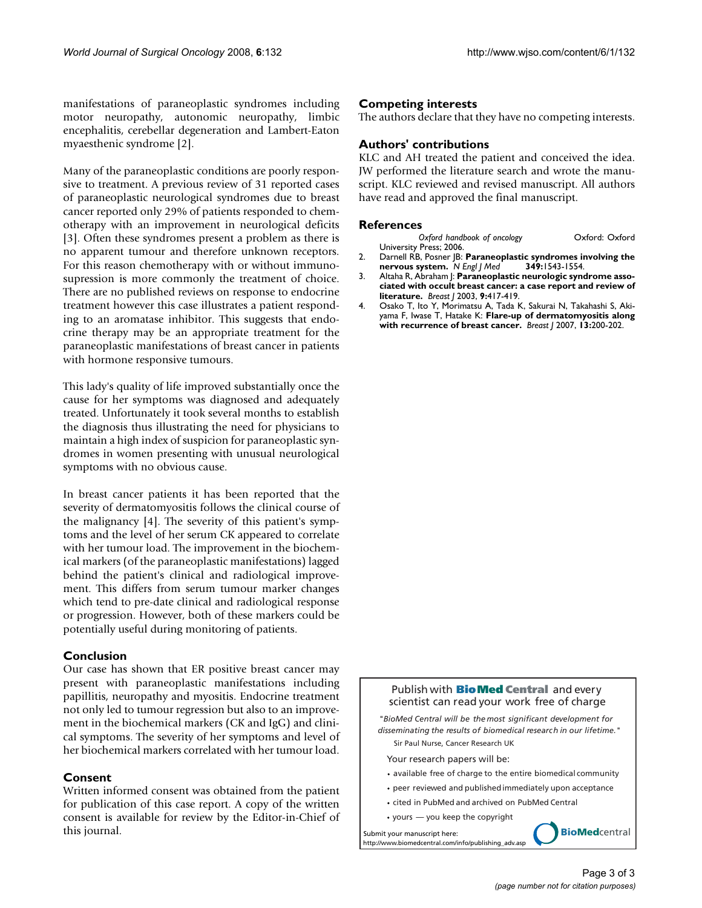manifestations of paraneoplastic syndromes including motor neuropathy, autonomic neuropathy, limbic encephalitis, cerebellar degeneration and Lambert-Eaton myaesthenic syndrome [2].

Many of the paraneoplastic conditions are poorly responsive to treatment. A previous review of 31 reported cases of paraneoplastic neurological syndromes due to breast cancer reported only 29% of patients responded to chemotherapy with an improvement in neurological deficits [3]. Often these syndromes present a problem as there is no apparent tumour and therefore unknown receptors. For this reason chemotherapy with or without immunosupression is more commonly the treatment of choice. There are no published reviews on response to endocrine treatment however this case illustrates a patient responding to an aromatase inhibitor. This suggests that endocrine therapy may be an appropriate treatment for the paraneoplastic manifestations of breast cancer in patients with hormone responsive tumours.

This lady's quality of life improved substantially once the cause for her symptoms was diagnosed and adequately treated. Unfortunately it took several months to establish the diagnosis thus illustrating the need for physicians to maintain a high index of suspicion for paraneoplastic syndromes in women presenting with unusual neurological symptoms with no obvious cause.

In breast cancer patients it has been reported that the severity of dermatomyositis follows the clinical course of the malignancy [4]. The severity of this patient's symptoms and the level of her serum CK appeared to correlate with her tumour load. The improvement in the biochemical markers (of the paraneoplastic manifestations) lagged behind the patient's clinical and radiological improvement. This differs from serum tumour marker changes which tend to pre-date clinical and radiological response or progression. However, both of these markers could be potentially useful during monitoring of patients.

## Conclusion

Our case has shown that ER positive breast cancer may present with paraneoplastic manifestations including papillitis, neuropathy and myositis. Endocrine treatment not only led to tumour regression but also to an improvement in the biochemical markers (CK and IgG) and clinical symptoms. The severity of her symptoms and level of her biochemical markers correlated with her tumour load.

## Consent

Written informed consent was obtained from the patient for publication of this case report. A copy of the written consent is available for review by the Editor-in-Chief of this journal.

## Competing interests

The authors declare that they have no competing interests.

## Authors' contributions

KLC and AH treated the patient and conceived the idea. JW performed the literature search and wrote the manuscript. KLC reviewed and revised manuscript. All authors have read and approved the final manuscript.

## References

1. *Oxford handbook of oncology* Oxford: Oxford University Press; 2006.
2. Darnell RB, Posner JB: **Paraneoplastic syndromes involving the nervous system.** *N Engl J Med* **349:**1543-1554.
3. Altaha R, Abraham J: **Paraneoplastic neurologic syndrome associated with occult breast cancer: a case report and review of literature.** *Breast J* 2003, **9:**417-419.
4. Osako T, Ito Y, Morimatsu A, Tada K, Sakurai N, Takahashi S, Akiyama F, Iwase T, Hatake K: **Flare-up of dermatomyositis along with recurrence of breast cancer.** *Breast J* 2007, **13:**200-202.

Publish with **BioMed Central** and every scientist can read your work free of charge

*"BioMed Central will be the most significant development for disseminating the results of biomedical research in our lifetime."*
Sir Paul Nurse, Cancer Research UK

Your research papers will be:

- available free of charge to the entire biomedical community
- peer reviewed and published immediately upon acceptance
- cited in PubMed and archived on PubMed Central
- yours — you keep the copyright

Submit your manuscript here:
http://www.biomedcentral.com/info/publishing_adv.asp

BioMedcentral